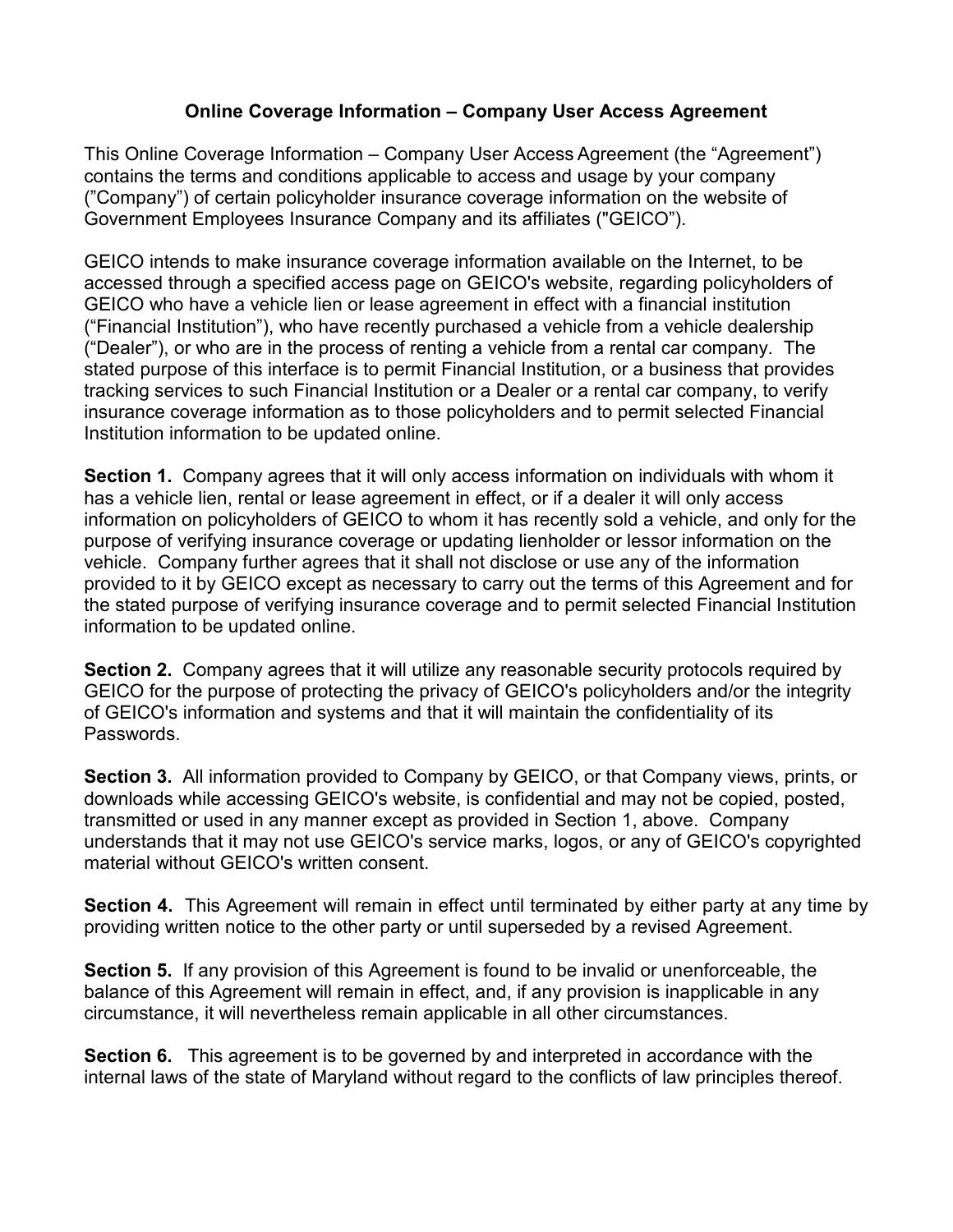# Online Coverage Information – Company User Access Agreement

This Online Coverage Information – Company User Access Agreement (the "Agreement") contains the terms and conditions applicable to access and usage by your company ("Company") of certain policyholder insurance coverage information on the website of Government Employees Insurance Company and its affiliates ("GEICO").

GEICO intends to make insurance coverage information available on the Internet, to be accessed through a specified access page on GEICO's website, regarding policyholders of GEICO who have a vehicle lien or lease agreement in effect with a financial institution ("Financial Institution"), who have recently purchased a vehicle from a vehicle dealership ("Dealer"), or who are in the process of renting a vehicle from a rental car company. The stated purpose of this interface is to permit Financial Institution, or a business that provides tracking services to such Financial Institution or a Dealer or a rental car company, to verify insurance coverage information as to those policyholders and to permit selected Financial Institution information to be updated online.

**Section 1.** Company agrees that it will only access information on individuals with whom it has a vehicle lien, rental or lease agreement in effect, or if a dealer it will only access information on policyholders of GEICO to whom it has recently sold a vehicle, and only for the purpose of verifying insurance coverage or updating lienholder or lessor information on the vehicle. Company further agrees that it shall not disclose or use any of the information provided to it by GEICO except as necessary to carry out the terms of this Agreement and for the stated purpose of verifying insurance coverage and to permit selected Financial Institution information to be updated online.

**Section 2.** Company agrees that it will utilize any reasonable security protocols required by GEICO for the purpose of protecting the privacy of GEICO's policyholders and/or the integrity of GEICO's information and systems and that it will maintain the confidentiality of its Passwords.

**Section 3.** All information provided to Company by GEICO, or that Company views, prints, or downloads while accessing GEICO's website, is confidential and may not be copied, posted, transmitted or used in any manner except as provided in Section 1, above. Company understands that it may not use GEICO's service marks, logos, or any of GEICO's copyrighted material without GEICO's written consent.

**Section 4.** This Agreement will remain in effect until terminated by either party at any time by providing written notice to the other party or until superseded by a revised Agreement.

**Section 5.** If any provision of this Agreement is found to be invalid or unenforceable, the balance of this Agreement will remain in effect, and, if any provision is inapplicable in any circumstance, it will nevertheless remain applicable in all other circumstances.

**Section 6.** This agreement is to be governed by and interpreted in accordance with the internal laws of the state of Maryland without regard to the conflicts of law principles thereof.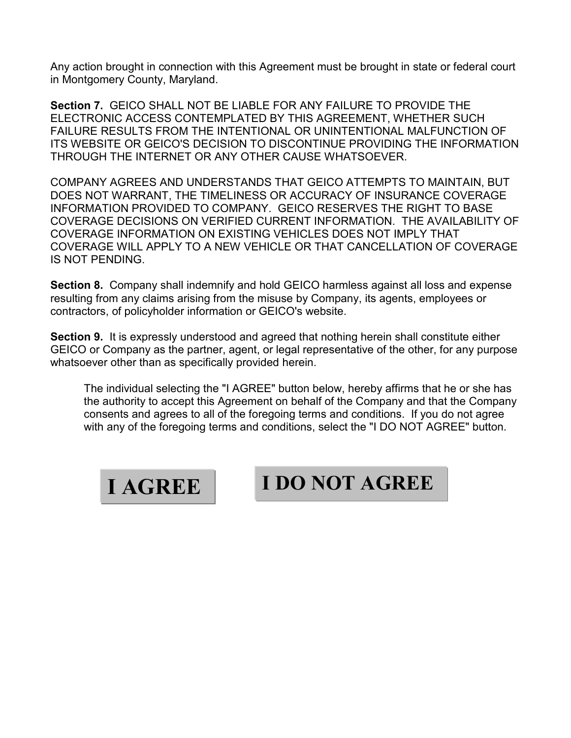Any action brought in connection with this Agreement must be brought in state or federal court in Montgomery County, Maryland.

**Section 7.** GEICO SHALL NOT BE LIABLE FOR ANY FAILURE TO PROVIDE THE ELECTRONIC ACCESS CONTEMPLATED BY THIS AGREEMENT, WHETHER SUCH FAILURE RESULTS FROM THE INTENTIONAL OR UNINTENTIONAL MALFUNCTION OF ITS WEBSITE OR GEICO'S DECISION TO DISCONTINUE PROVIDING THE INFORMATION THROUGH THE INTERNET OR ANY OTHER CAUSE WHATSOEVER.

COMPANY AGREES AND UNDERSTANDS THAT GEICO ATTEMPTS TO MAINTAIN, BUT DOES NOT WARRANT, THE TIMELINESS OR ACCURACY OF INSURANCE COVERAGE INFORMATION PROVIDED TO COMPANY. GEICO RESERVES THE RIGHT TO BASE COVERAGE DECISIONS ON VERIFIED CURRENT INFORMATION. THE AVAILABILITY OF COVERAGE INFORMATION ON EXISTING VEHICLES DOES NOT IMPLY THAT COVERAGE WILL APPLY TO A NEW VEHICLE OR THAT CANCELLATION OF COVERAGE IS NOT PENDING.

**Section 8.** Company shall indemnify and hold GEICO harmless against all loss and expense resulting from any claims arising from the misuse by Company, its agents, employees or contractors, of policyholder information or GEICO's website.

**Section 9.** It is expressly understood and agreed that nothing herein shall constitute either GEICO or Company as the partner, agent, or legal representative of the other, for any purpose whatsoever other than as specifically provided herein.

The individual selecting the "I AGREE" button below, hereby affirms that he or she has the authority to accept this Agreement on behalf of the Company and that the Company consents and agrees to all of the foregoing terms and conditions. If you do not agree with any of the foregoing terms and conditions, select the "I DO NOT AGREE" button.

**I AGREE** **I DO NOT AGREE**